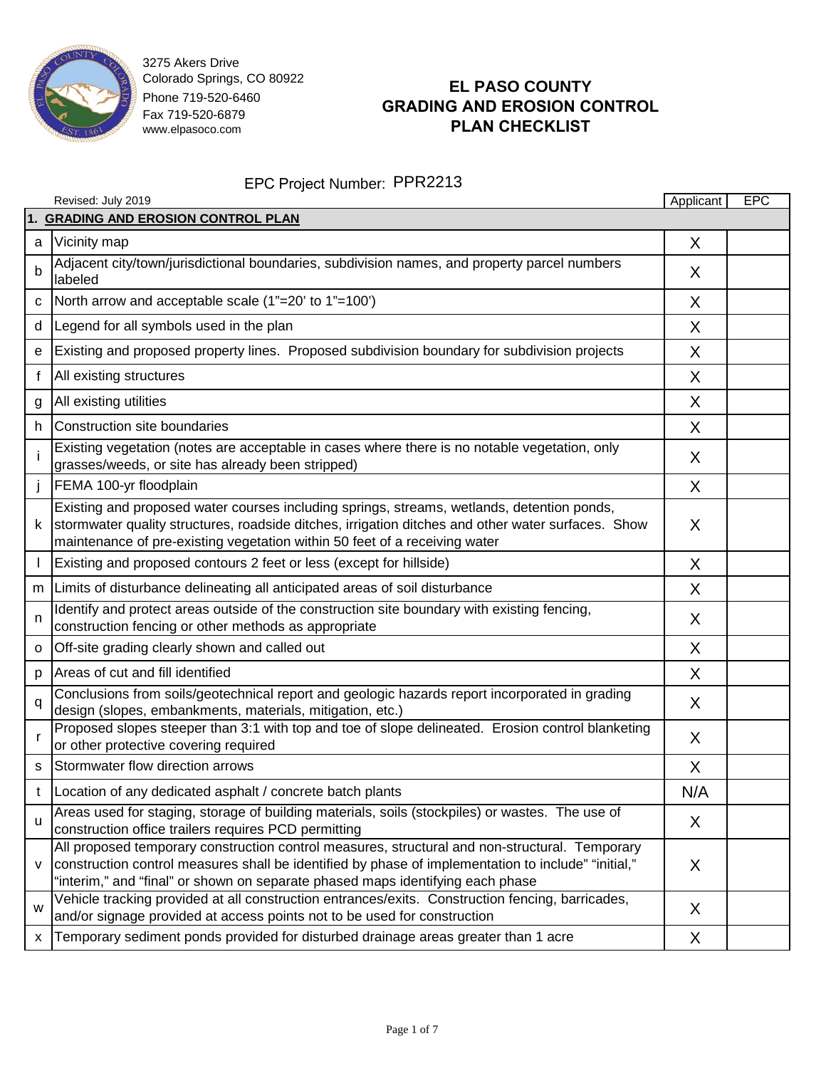3275 Akers Drive
Colorado Springs, CO 80922
Phone 719-520-6460
Fax 719-520-6879
www.elpasoco.com

# EL PASO COUNTY GRADING AND EROSION CONTROL PLAN CHECKLIST

EPC Project Number: PPR2213

Revised: July 2019

| | | Applicant | EPC |
|---|---|---|---|
| **1.** | **GRADING AND EROSION CONTROL PLAN** | | |
| a | Vicinity map | X | |
| b | Adjacent city/town/jurisdictional boundaries, subdivision names, and property parcel numbers labeled | X | |
| c | North arrow and acceptable scale (1"=20' to 1"=100') | X | |
| d | Legend for all symbols used in the plan | X | |
| e | Existing and proposed property lines. Proposed subdivision boundary for subdivision projects | X | |
| f | All existing structures | X | |
| g | All existing utilities | X | |
| h | Construction site boundaries | X | |
| i | Existing vegetation (notes are acceptable in cases where there is no notable vegetation, only grasses/weeds, or site has already been stripped) | X | |
| j | FEMA 100-yr floodplain | X | |
| k | Existing and proposed water courses including springs, streams, wetlands, detention ponds, stormwater quality structures, roadside ditches, irrigation ditches and other water surfaces. Show maintenance of pre-existing vegetation within 50 feet of a receiving water | X | |
| l | Existing and proposed contours 2 feet or less (except for hillside) | X | |
| m | Limits of disturbance delineating all anticipated areas of soil disturbance | X | |
| n | Identify and protect areas outside of the construction site boundary with existing fencing, construction fencing or other methods as appropriate | X | |
| o | Off-site grading clearly shown and called out | X | |
| p | Areas of cut and fill identified | X | |
| q | Conclusions from soils/geotechnical report and geologic hazards report incorporated in grading design (slopes, embankments, materials, mitigation, etc.) | X | |
| r | Proposed slopes steeper than 3:1 with top and toe of slope delineated. Erosion control blanketing or other protective covering required | X | |
| s | Stormwater flow direction arrows | X | |
| t | Location of any dedicated asphalt / concrete batch plants | N/A | |
| u | Areas used for staging, storage of building materials, soils (stockpiles) or wastes. The use of construction office trailers requires PCD permitting | X | |
| v | All proposed temporary construction control measures, structural and non-structural. Temporary construction control measures shall be identified by phase of implementation to include" "initial," "interim," and "final" or shown on separate phased maps identifying each phase | X | |
| w | Vehicle tracking provided at all construction entrances/exits. Construction fencing, barricades, and/or signage provided at access points not to be used for construction | X | |
| x | Temporary sediment ponds provided for disturbed drainage areas greater than 1 acre | X | |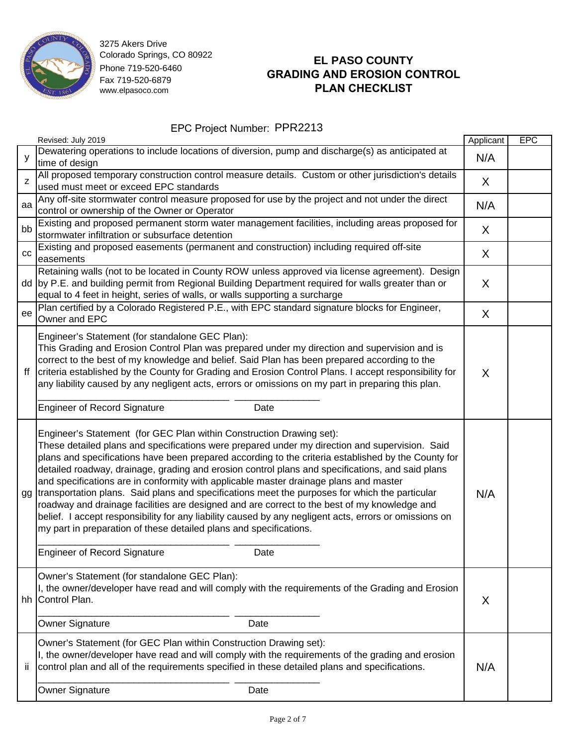3275 Akers Drive
Colorado Springs, CO 80922
Phone 719-520-6460
Fax 719-520-6879
www.elpasoco.com

# EL PASO COUNTY GRADING AND EROSION CONTROL PLAN CHECKLIST

EPC Project Number: PPR2213

| | Revised: July 2019 | Applicant | EPC |
|---|---|---|---|
| y | Dewatering operations to include locations of diversion, pump and discharge(s) as anticipated at time of design | N/A | |
| z | All proposed temporary construction control measure details. Custom or other jurisdiction's details used must meet or exceed EPC standards | X | |
| aa | Any off-site stormwater control measure proposed for use by the project and not under the direct control or ownership of the Owner or Operator | N/A | |
| bb | Existing and proposed permanent storm water management facilities, including areas proposed for stormwater infiltration or subsurface detention | X | |
| cc | Existing and proposed easements (permanent and construction) including required off-site easements | X | |
| dd | Retaining walls (not to be located in County ROW unless approved via license agreement). Design by P.E. and building permit from Regional Building Department required for walls greater than or equal to 4 feet in height, series of walls, or walls supporting a surcharge | X | |
| ee | Plan certified by a Colorado Registered P.E., with EPC standard signature blocks for Engineer, Owner and EPC | X | |
| ff | Engineer's Statement (for standalone GEC Plan):<br>This Grading and Erosion Control Plan was prepared under my direction and supervision and is correct to the best of my knowledge and belief. Said Plan has been prepared according to the criteria established by the County for Grading and Erosion Control Plans. I accept responsibility for any liability caused by any negligent acts, errors or omissions on my part in preparing this plan.<br><br>\_\_\_\_\_\_\_\_\_\_\_\_\_\_\_\_\_\_\_\_\_\_\_\_\_\_\_\_\_\_\_\_ \_\_\_\_\_\_\_\_\_\_\_\_\_\_<br>Engineer of Record Signature Date | X | |
| gg | Engineer's Statement (for GEC Plan within Construction Drawing set):<br>These detailed plans and specifications were prepared under my direction and supervision. Said plans and specifications have been prepared according to the criteria established by the County for detailed roadway, drainage, grading and erosion control plans and specifications, and said plans and specifications are in conformity with applicable master drainage plans and master transportation plans. Said plans and specifications meet the purposes for which the particular roadway and drainage facilities are designed and are correct to the best of my knowledge and belief. I accept responsibility for any liability caused by any negligent acts, errors or omissions on my part in preparation of these detailed plans and specifications.<br><br>\_\_\_\_\_\_\_\_\_\_\_\_\_\_\_\_\_\_\_\_\_\_\_\_\_\_\_\_\_\_\_\_ \_\_\_\_\_\_\_\_\_\_\_\_\_\_<br>Engineer of Record Signature Date | N/A | |
| hh | Owner's Statement (for standalone GEC Plan):<br>I, the owner/developer have read and will comply with the requirements of the Grading and Erosion Control Plan.<br><br>\_\_\_\_\_\_\_\_\_\_\_\_\_\_\_\_\_\_\_\_\_\_\_\_\_\_\_\_\_\_\_\_ \_\_\_\_\_\_\_\_\_\_\_\_\_\_<br>Owner Signature Date | X | |
| ii | Owner's Statement (for GEC Plan within Construction Drawing set):<br>I, the owner/developer have read and will comply with the requirements of the grading and erosion control plan and all of the requirements specified in these detailed plans and specifications.<br><br>\_\_\_\_\_\_\_\_\_\_\_\_\_\_\_\_\_\_\_\_\_\_\_\_\_\_\_\_\_\_\_\_ \_\_\_\_\_\_\_\_\_\_\_\_\_\_<br>Owner Signature Date | N/A | |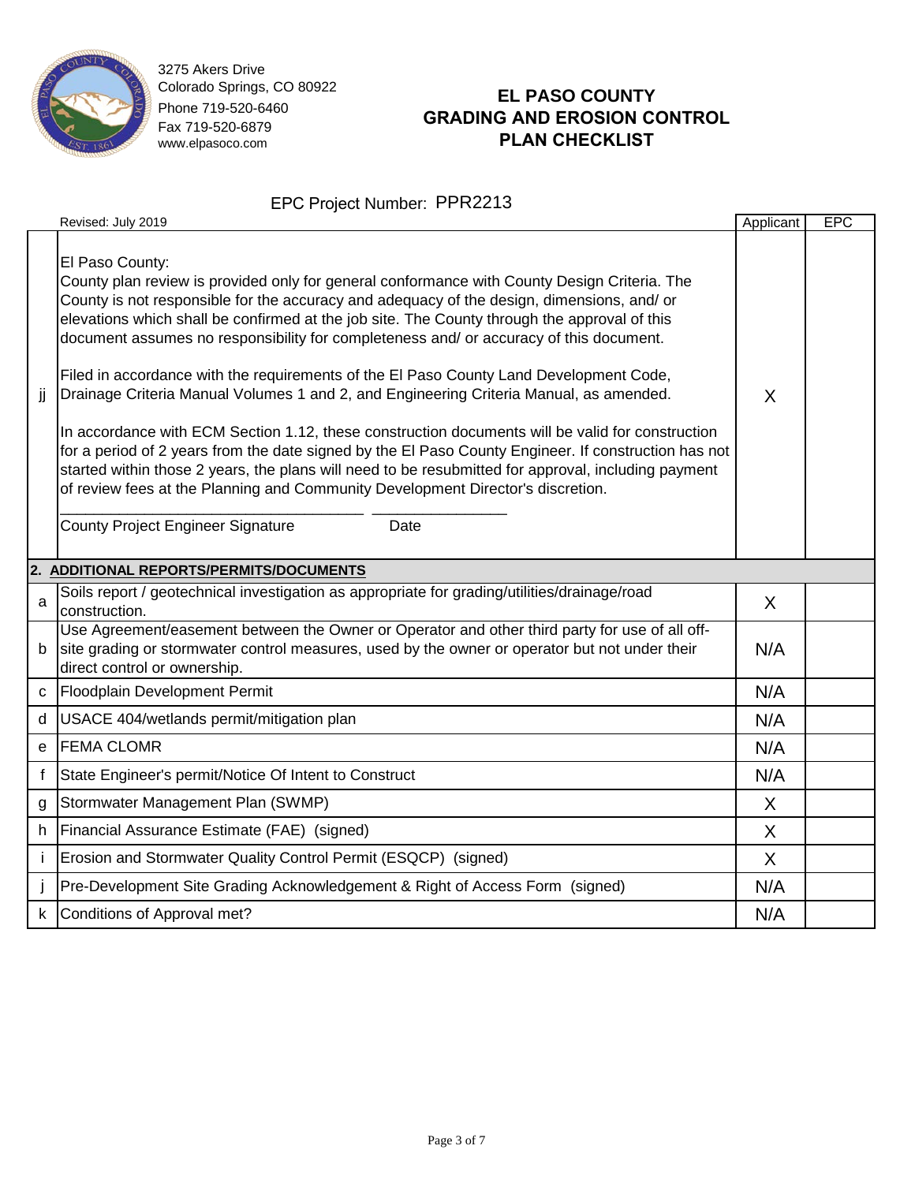3275 Akers Drive
Colorado Springs, CO 80922
Phone 719-520-6460
Fax 719-520-6879
www.elpasoco.com

# EL PASO COUNTY GRADING AND EROSION CONTROL PLAN CHECKLIST

EPC Project Number: PPR2213

| | Revised: July 2019 | Applicant | EPC |
|---|---|---|---|
| jj | El Paso County:<br>County plan review is provided only for general conformance with County Design Criteria. The County is not responsible for the accuracy and adequacy of the design, dimensions, and/ or elevations which shall be confirmed at the job site. The County through the approval of this document assumes no responsibility for completeness and/ or accuracy of this document.<br><br>Filed in accordance with the requirements of the El Paso County Land Development Code, Drainage Criteria Manual Volumes 1 and 2, and Engineering Criteria Manual, as amended.<br><br>In accordance with ECM Section 1.12, these construction documents will be valid for construction for a period of 2 years from the date signed by the El Paso County Engineer. If construction has not started within those 2 years, the plans will need to be resubmitted for approval, including payment of review fees at the Planning and Community Development Director's discretion.<br><br>_________________________________ _______________<br>County Project Engineer Signature Date | X | |
| **2.** | **ADDITIONAL REPORTS/PERMITS/DOCUMENTS** | | |
| a | Soils report / geotechnical investigation as appropriate for grading/utilities/drainage/road construction. | X | |
| b | Use Agreement/easement between the Owner or Operator and other third party for use of all off-site grading or stormwater control measures, used by the owner or operator but not under their direct control or ownership. | N/A | |
| c | Floodplain Development Permit | N/A | |
| d | USACE 404/wetlands permit/mitigation plan | N/A | |
| e | FEMA CLOMR | N/A | |
| f | State Engineer's permit/Notice Of Intent to Construct | N/A | |
| g | Stormwater Management Plan (SWMP) | X | |
| h | Financial Assurance Estimate (FAE) (signed) | X | |
| i | Erosion and Stormwater Quality Control Permit (ESQCP) (signed) | X | |
| j | Pre-Development Site Grading Acknowledgement & Right of Access Form (signed) | N/A | |
| k | Conditions of Approval met? | N/A | |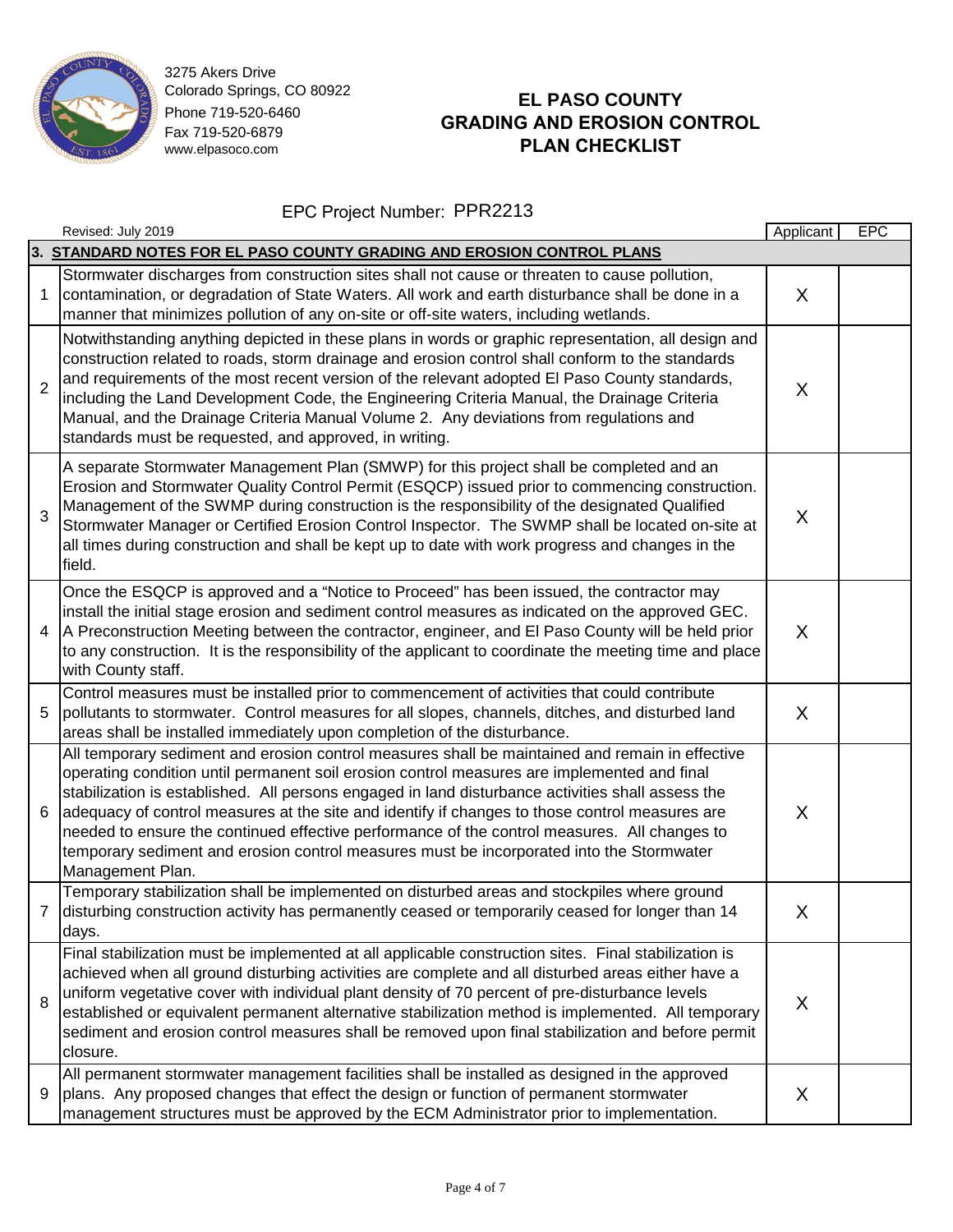3275 Akers Drive
Colorado Springs, CO 80922
Phone 719-520-6460
Fax 719-520-6879
www.elpasoco.com

# EL PASO COUNTY GRADING AND EROSION CONTROL PLAN CHECKLIST

EPC Project Number: PPR2213

Revised: July 2019

| | | Applicant | EPC |
|---|---|---|---|
| **3.** | **STANDARD NOTES FOR EL PASO COUNTY GRADING AND EROSION CONTROL PLANS** | | |
| 1 | Stormwater discharges from construction sites shall not cause or threaten to cause pollution, contamination, or degradation of State Waters. All work and earth disturbance shall be done in a manner that minimizes pollution of any on-site or off-site waters, including wetlands. | X | |
| 2 | Notwithstanding anything depicted in these plans in words or graphic representation, all design and construction related to roads, storm drainage and erosion control shall conform to the standards and requirements of the most recent version of the relevant adopted El Paso County standards, including the Land Development Code, the Engineering Criteria Manual, the Drainage Criteria Manual, and the Drainage Criteria Manual Volume 2. Any deviations from regulations and standards must be requested, and approved, in writing. | X | |
| 3 | A separate Stormwater Management Plan (SMWP) for this project shall be completed and an Erosion and Stormwater Quality Control Permit (ESQCP) issued prior to commencing construction. Management of the SWMP during construction is the responsibility of the designated Qualified Stormwater Manager or Certified Erosion Control Inspector. The SWMP shall be located on-site at all times during construction and shall be kept up to date with work progress and changes in the field. | X | |
| 4 | Once the ESQCP is approved and a "Notice to Proceed" has been issued, the contractor may install the initial stage erosion and sediment control measures as indicated on the approved GEC. A Preconstruction Meeting between the contractor, engineer, and El Paso County will be held prior to any construction. It is the responsibility of the applicant to coordinate the meeting time and place with County staff. | X | |
| 5 | Control measures must be installed prior to commencement of activities that could contribute pollutants to stormwater. Control measures for all slopes, channels, ditches, and disturbed land areas shall be installed immediately upon completion of the disturbance. | X | |
| 6 | All temporary sediment and erosion control measures shall be maintained and remain in effective operating condition until permanent soil erosion control measures are implemented and final stabilization is established. All persons engaged in land disturbance activities shall assess the adequacy of control measures at the site and identify if changes to those control measures are needed to ensure the continued effective performance of the control measures. All changes to temporary sediment and erosion control measures must be incorporated into the Stormwater Management Plan. | X | |
| 7 | Temporary stabilization shall be implemented on disturbed areas and stockpiles where ground disturbing construction activity has permanently ceased or temporarily ceased for longer than 14 days. | X | |
| 8 | Final stabilization must be implemented at all applicable construction sites. Final stabilization is achieved when all ground disturbing activities are complete and all disturbed areas either have a uniform vegetative cover with individual plant density of 70 percent of pre-disturbance levels established or equivalent permanent alternative stabilization method is implemented. All temporary sediment and erosion control measures shall be removed upon final stabilization and before permit closure. | X | |
| 9 | All permanent stormwater management facilities shall be installed as designed in the approved plans. Any proposed changes that effect the design or function of permanent stormwater management structures must be approved by the ECM Administrator prior to implementation. | X | |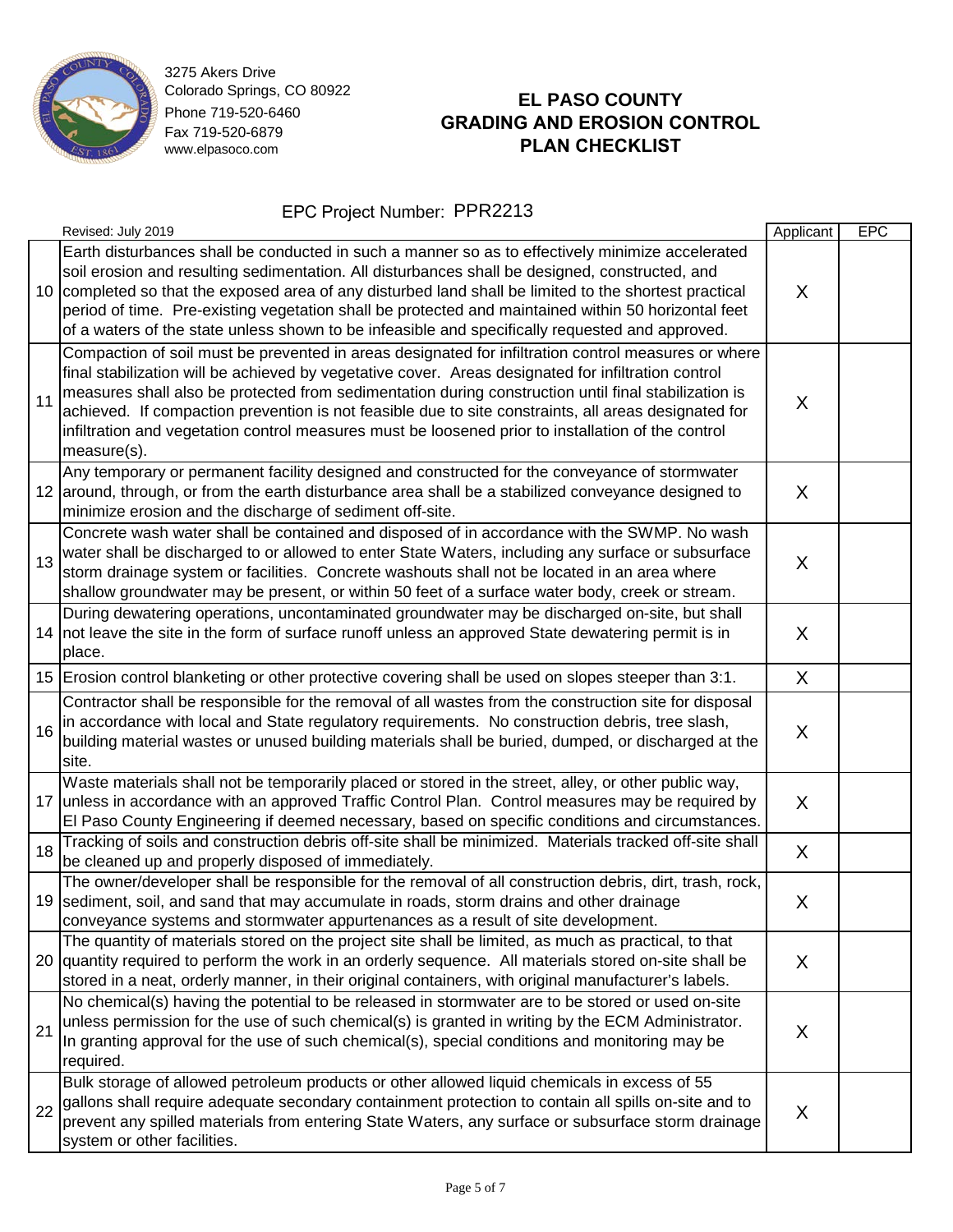3275 Akers Drive
Colorado Springs, CO 80922
Phone 719-520-6460
Fax 719-520-6879
www.elpasoco.com

# EL PASO COUNTY GRADING AND EROSION CONTROL PLAN CHECKLIST

EPC Project Number: PPR2213

Revised: July 2019

| | | Applicant | EPC |
|---|---|---|---|
| 10 | Earth disturbances shall be conducted in such a manner so as to effectively minimize accelerated soil erosion and resulting sedimentation. All disturbances shall be designed, constructed, and completed so that the exposed area of any disturbed land shall be limited to the shortest practical period of time. Pre-existing vegetation shall be protected and maintained within 50 horizontal feet of a waters of the state unless shown to be infeasible and specifically requested and approved. | X | |
| 11 | Compaction of soil must be prevented in areas designated for infiltration control measures or where final stabilization will be achieved by vegetative cover. Areas designated for infiltration control measures shall also be protected from sedimentation during construction until final stabilization is achieved. If compaction prevention is not feasible due to site constraints, all areas designated for infiltration and vegetation control measures must be loosened prior to installation of the control measure(s). | X | |
| 12 | Any temporary or permanent facility designed and constructed for the conveyance of stormwater around, through, or from the earth disturbance area shall be a stabilized conveyance designed to minimize erosion and the discharge of sediment off-site. | X | |
| 13 | Concrete wash water shall be contained and disposed of in accordance with the SWMP. No wash water shall be discharged to or allowed to enter State Waters, including any surface or subsurface storm drainage system or facilities. Concrete washouts shall not be located in an area where shallow groundwater may be present, or within 50 feet of a surface water body, creek or stream. | X | |
| 14 | During dewatering operations, uncontaminated groundwater may be discharged on-site, but shall not leave the site in the form of surface runoff unless an approved State dewatering permit is in place. | X | |
| 15 | Erosion control blanketing or other protective covering shall be used on slopes steeper than 3:1. | X | |
| 16 | Contractor shall be responsible for the removal of all wastes from the construction site for disposal in accordance with local and State regulatory requirements. No construction debris, tree slash, building material wastes or unused building materials shall be buried, dumped, or discharged at the site. | X | |
| 17 | Waste materials shall not be temporarily placed or stored in the street, alley, or other public way, unless in accordance with an approved Traffic Control Plan. Control measures may be required by El Paso County Engineering if deemed necessary, based on specific conditions and circumstances. | X | |
| 18 | Tracking of soils and construction debris off-site shall be minimized. Materials tracked off-site shall be cleaned up and properly disposed of immediately. | X | |
| 19 | The owner/developer shall be responsible for the removal of all construction debris, dirt, trash, rock, sediment, soil, and sand that may accumulate in roads, storm drains and other drainage conveyance systems and stormwater appurtenances as a result of site development. | X | |
| 20 | The quantity of materials stored on the project site shall be limited, as much as practical, to that quantity required to perform the work in an orderly sequence. All materials stored on-site shall be stored in a neat, orderly manner, in their original containers, with original manufacturer's labels. | X | |
| 21 | No chemical(s) having the potential to be released in stormwater are to be stored or used on-site unless permission for the use of such chemical(s) is granted in writing by the ECM Administrator. In granting approval for the use of such chemical(s), special conditions and monitoring may be required. | X | |
| 22 | Bulk storage of allowed petroleum products or other allowed liquid chemicals in excess of 55 gallons shall require adequate secondary containment protection to contain all spills on-site and to prevent any spilled materials from entering State Waters, any surface or subsurface storm drainage system or other facilities. | X | |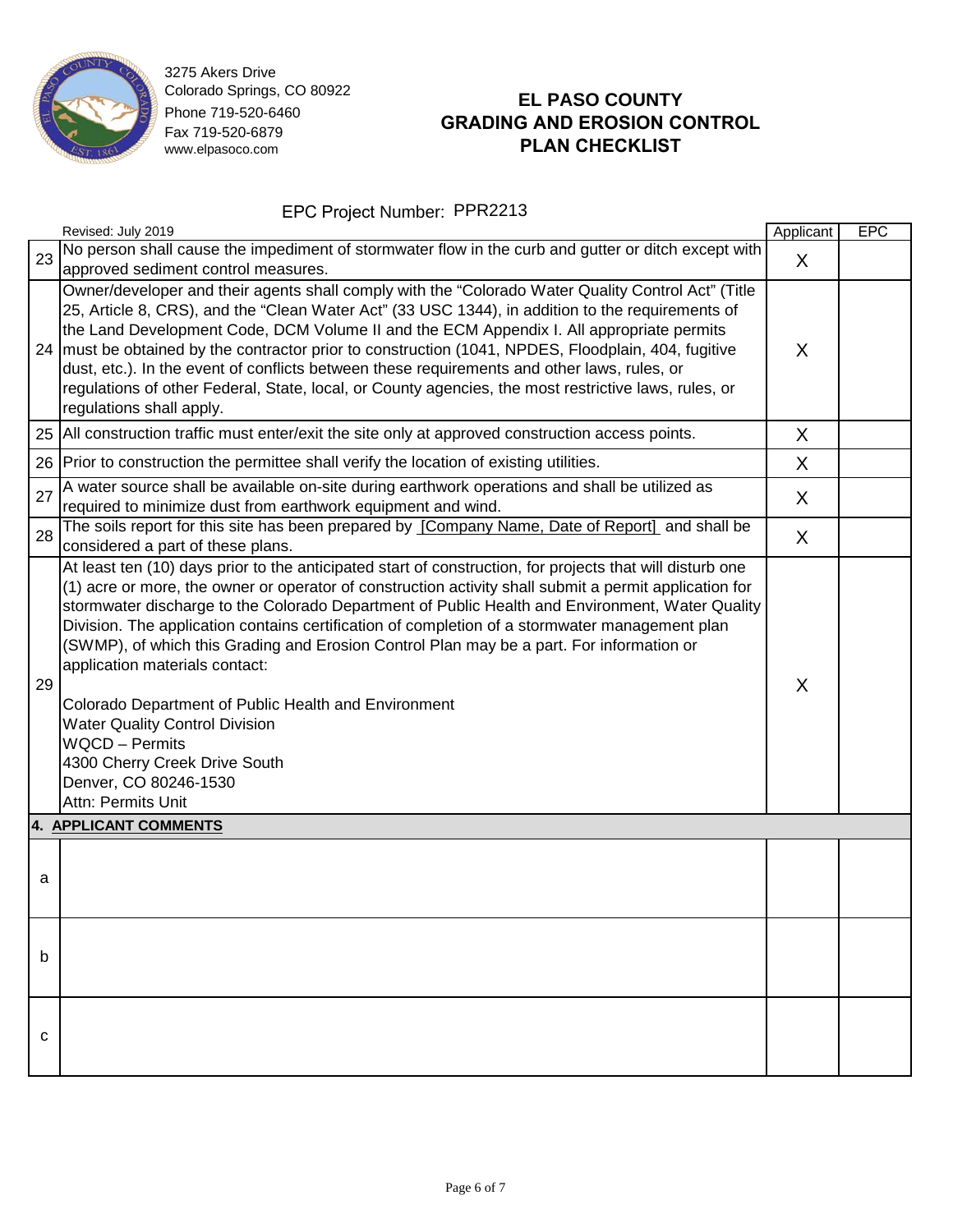3275 Akers Drive
Colorado Springs, CO 80922
Phone 719-520-6460
Fax 719-520-6879
www.elpasoco.com

# EL PASO COUNTY GRADING AND EROSION CONTROL PLAN CHECKLIST

EPC Project Number: PPR2213

| | Revised: July 2019 | Applicant | EPC |
|---|---|---|---|
| 23 | No person shall cause the impediment of stormwater flow in the curb and gutter or ditch except with approved sediment control measures. | X | |
| 24 | Owner/developer and their agents shall comply with the "Colorado Water Quality Control Act" (Title 25, Article 8, CRS), and the "Clean Water Act" (33 USC 1344), in addition to the requirements of the Land Development Code, DCM Volume II and the ECM Appendix I. All appropriate permits must be obtained by the contractor prior to construction (1041, NPDES, Floodplain, 404, fugitive dust, etc.). In the event of conflicts between these requirements and other laws, rules, or regulations of other Federal, State, local, or County agencies, the most restrictive laws, rules, or regulations shall apply. | X | |
| 25 | All construction traffic must enter/exit the site only at approved construction access points. | X | |
| 26 | Prior to construction the permittee shall verify the location of existing utilities. | X | |
| 27 | A water source shall be available on-site during earthwork operations and shall be utilized as required to minimize dust from earthwork equipment and wind. | X | |
| 28 | The soils report for this site has been prepared by [Company Name, Date of Report] and shall be considered a part of these plans. | X | |
| 29 | At least ten (10) days prior to the anticipated start of construction, for projects that will disturb one (1) acre or more, the owner or operator of construction activity shall submit a permit application for stormwater discharge to the Colorado Department of Public Health and Environment, Water Quality Division. The application contains certification of completion of a stormwater management plan (SWMP), of which this Grading and Erosion Control Plan may be a part. For information or application materials contact:<br><br>Colorado Department of Public Health and Environment<br>Water Quality Control Division<br>WQCD – Permits<br>4300 Cherry Creek Drive South<br>Denver, CO 80246-1530<br>Attn: Permits Unit | X | |
| **4.** | **APPLICANT COMMENTS** | | |
| a | | | |
| b | | | |
| c | | | |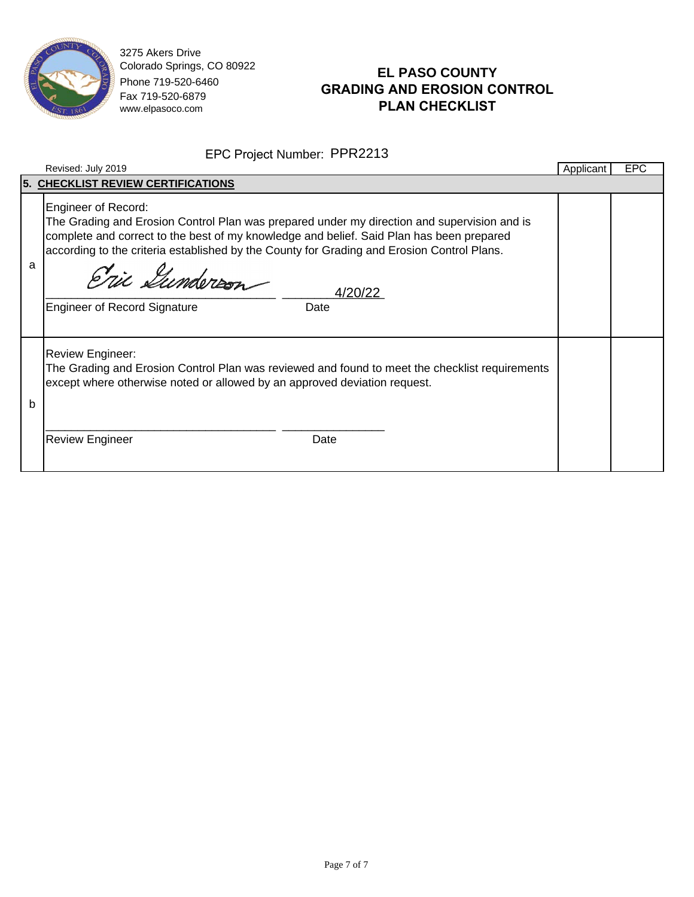3275 Akers Drive
Colorado Springs, CO 80922
Phone 719-520-6460
Fax 719-520-6879
www.elpasoco.com

# EL PASO COUNTY
# GRADING AND EROSION CONTROL
# PLAN CHECKLIST

EPC Project Number: PPR2213

Revised: July 2019

| | | Applicant | EPC |
|---|---|---|---|
| **5.** | **CHECKLIST REVIEW CERTIFICATIONS** | | |
| a | Engineer of Record:<br>The Grading and Erosion Control Plan was prepared under my direction and supervision and is complete and correct to the best of my knowledge and belief. Said Plan has been prepared according to the criteria established by the County for Grading and Erosion Control Plans.<br><br>Eric Gunderson (signature) ____________ 4/20/22<br>Engineer of Record Signature Date | | |
| b | Review Engineer:<br>The Grading and Erosion Control Plan was reviewed and found to meet the checklist requirements except where otherwise noted or allowed by an approved deviation request.<br><br>________________________ ____________<br>Review Engineer Date | | |